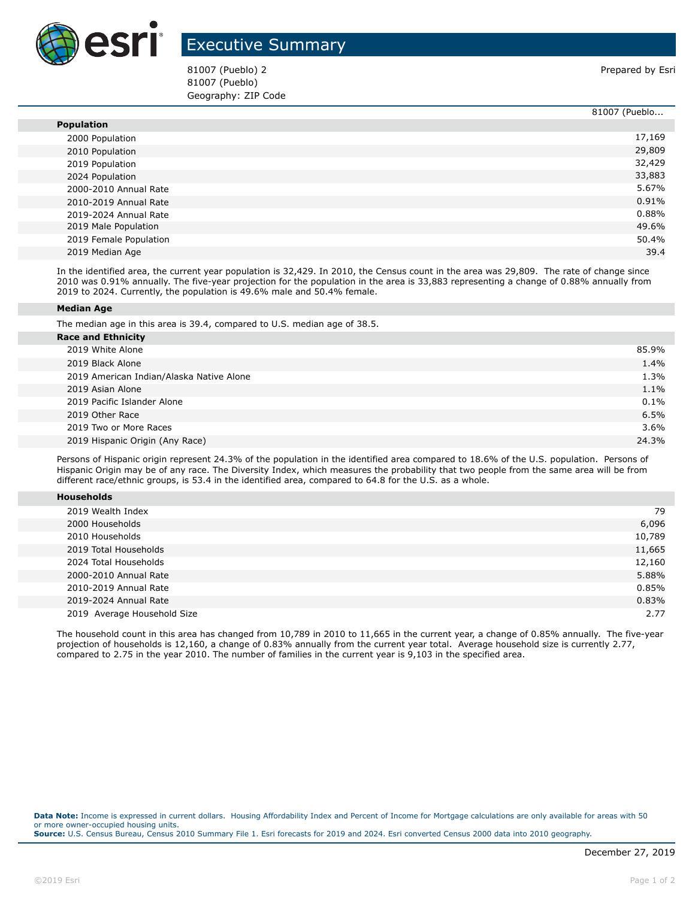# Executive Summary

81007 (Pueblo) 2
81007 (Pueblo)
Geography: ZIP Code

Prepared by Esri

| | 81007 (Pueblo... |
|---|---|
| **Population** | |
| 2000 Population | 17,169 |
| 2010 Population | 29,809 |
| 2019 Population | 32,429 |
| 2024 Population | 33,883 |
| 2000-2010 Annual Rate | 5.67% |
| 2010-2019 Annual Rate | 0.91% |
| 2019-2024 Annual Rate | 0.88% |
| 2019 Male Population | 49.6% |
| 2019 Female Population | 50.4% |
| 2019 Median Age | 39.4 |

In the identified area, the current year population is 32,429. In 2010, the Census count in the area was 29,809. The rate of change since 2010 was 0.91% annually. The five-year projection for the population in the area is 33,883 representing a change of 0.88% annually from 2019 to 2024. Currently, the population is 49.6% male and 50.4% female.

**Median Age**

The median age in this area is 39.4, compared to U.S. median age of 38.5.

| **Race and Ethnicity** | |
|---|---|
| 2019 White Alone | 85.9% |
| 2019 Black Alone | 1.4% |
| 2019 American Indian/Alaska Native Alone | 1.3% |
| 2019 Asian Alone | 1.1% |
| 2019 Pacific Islander Alone | 0.1% |
| 2019 Other Race | 6.5% |
| 2019 Two or More Races | 3.6% |
| 2019 Hispanic Origin (Any Race) | 24.3% |

Persons of Hispanic origin represent 24.3% of the population in the identified area compared to 18.6% of the U.S. population. Persons of Hispanic Origin may be of any race. The Diversity Index, which measures the probability that two people from the same area will be from different race/ethnic groups, is 53.4 in the identified area, compared to 64.8 for the U.S. as a whole.

| **Households** | |
|---|---|
| 2019 Wealth Index | 79 |
| 2000 Households | 6,096 |
| 2010 Households | 10,789 |
| 2019 Total Households | 11,665 |
| 2024 Total Households | 12,160 |
| 2000-2010 Annual Rate | 5.88% |
| 2010-2019 Annual Rate | 0.85% |
| 2019-2024 Annual Rate | 0.83% |
| 2019 Average Household Size | 2.77 |

The household count in this area has changed from 10,789 in 2010 to 11,665 in the current year, a change of 0.85% annually. The five-year projection of households is 12,160, a change of 0.83% annually from the current year total. Average household size is currently 2.77, compared to 2.75 in the year 2010. The number of families in the current year is 9,103 in the specified area.

**Data Note:** Income is expressed in current dollars. Housing Affordability Index and Percent of Income for Mortgage calculations are only available for areas with 50 or more owner-occupied housing units.
**Source:** U.S. Census Bureau, Census 2010 Summary File 1. Esri forecasts for 2019 and 2024. Esri converted Census 2000 data into 2010 geography.

December 27, 2019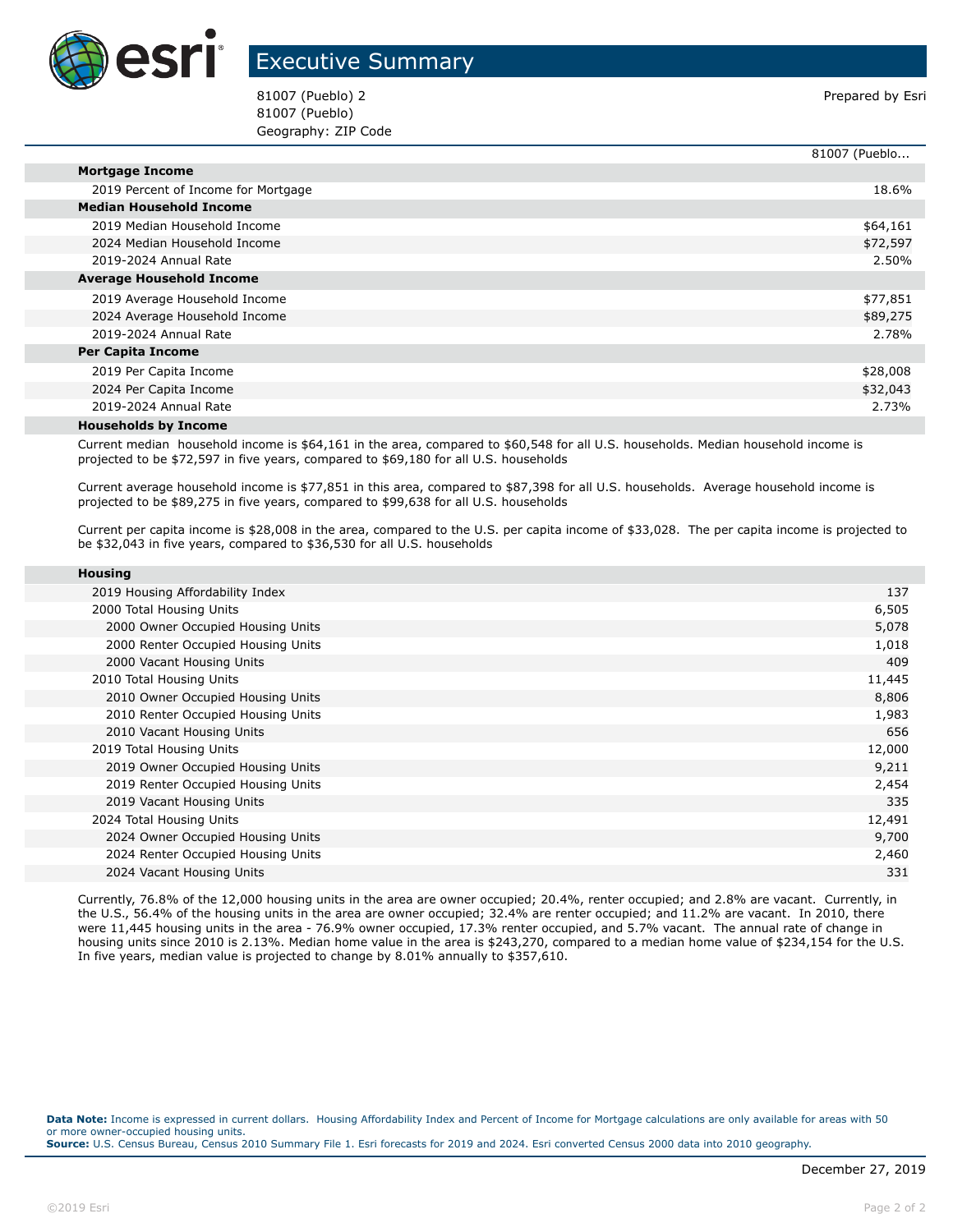# Executive Summary

81007 (Pueblo) 2
81007 (Pueblo)
Geography: ZIP Code

Prepared by Esri

| | 81007 (Pueblo... |
|---|---|
| **Mortgage Income** | |
| 2019 Percent of Income for Mortgage | 18.6% |
| **Median Household Income** | |
| 2019 Median Household Income | $64,161 |
| 2024 Median Household Income | $72,597 |
| 2019-2024 Annual Rate | 2.50% |
| **Average Household Income** | |
| 2019 Average Household Income | $77,851 |
| 2024 Average Household Income | $89,275 |
| 2019-2024 Annual Rate | 2.78% |
| **Per Capita Income** | |
| 2019 Per Capita Income | $28,008 |
| 2024 Per Capita Income | $32,043 |
| 2019-2024 Annual Rate | 2.73% |
| **Households by Income** | |

Current median household income is $64,161 in the area, compared to $60,548 for all U.S. households. Median household income is projected to be $72,597 in five years, compared to $69,180 for all U.S. households

Current average household income is $77,851 in this area, compared to $87,398 for all U.S. households. Average household income is projected to be $89,275 in five years, compared to $99,638 for all U.S. households

Current per capita income is $28,008 in the area, compared to the U.S. per capita income of $33,028. The per capita income is projected to be $32,043 in five years, compared to $36,530 for all U.S. households

| | |
|---|---|
| **Housing** | |
| 2019 Housing Affordability Index | 137 |
| 2000 Total Housing Units | 6,505 |
| 2000 Owner Occupied Housing Units | 5,078 |
| 2000 Renter Occupied Housing Units | 1,018 |
| 2000 Vacant Housing Units | 409 |
| 2010 Total Housing Units | 11,445 |
| 2010 Owner Occupied Housing Units | 8,806 |
| 2010 Renter Occupied Housing Units | 1,983 |
| 2010 Vacant Housing Units | 656 |
| 2019 Total Housing Units | 12,000 |
| 2019 Owner Occupied Housing Units | 9,211 |
| 2019 Renter Occupied Housing Units | 2,454 |
| 2019 Vacant Housing Units | 335 |
| 2024 Total Housing Units | 12,491 |
| 2024 Owner Occupied Housing Units | 9,700 |
| 2024 Renter Occupied Housing Units | 2,460 |
| 2024 Vacant Housing Units | 331 |

Currently, 76.8% of the 12,000 housing units in the area are owner occupied; 20.4%, renter occupied; and 2.8% are vacant. Currently, in the U.S., 56.4% of the housing units in the area are owner occupied; 32.4% are renter occupied; and 11.2% are vacant. In 2010, there were 11,445 housing units in the area - 76.9% owner occupied, 17.3% renter occupied, and 5.7% vacant. The annual rate of change in housing units since 2010 is 2.13%. Median home value in the area is $243,270, compared to a median home value of $234,154 for the U.S. In five years, median value is projected to change by 8.01% annually to $357,610.

**Data Note:** Income is expressed in current dollars. Housing Affordability Index and Percent of Income for Mortgage calculations are only available for areas with 50 or more owner-occupied housing units.
**Source:** U.S. Census Bureau, Census 2010 Summary File 1. Esri forecasts for 2019 and 2024. Esri converted Census 2000 data into 2010 geography.

December 27, 2019

©2019 Esri